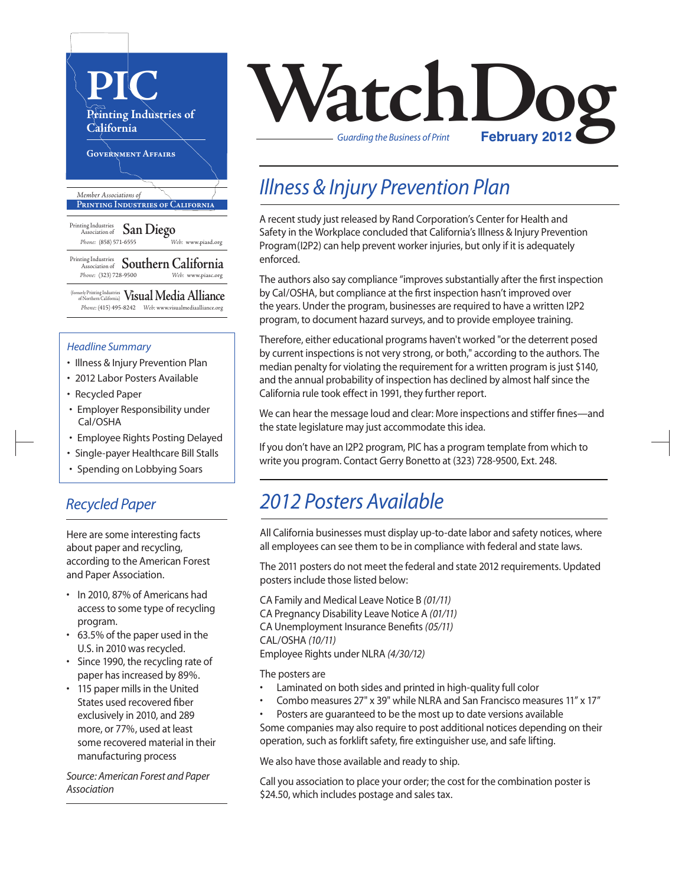# WatchDog

*Guarding the Business of Print*

**February 2012**

**PIC**
Printing Industries of California
Government Affairs

*Member Associations of*
**Printing Industries of California**

Printing Industries Association of **San Diego**
*Phone:* (858) 571-6555 *Web:* www.piasd.org

Printing Industries Association of **Southern California**
*Phone:* (323) 728-9500 *Web:* www.piasc.org

(formerly Printing Industries of Northern California) **Visual Media Alliance**
*Phone:* (415) 495-8242 *Web:* www.visualmediaalliance.org

## Headline Summary

- Illness & Injury Prevention Plan
- 2012 Labor Posters Available
- Recycled Paper
- Employer Responsibility under Cal/OSHA
- Employee Rights Posting Delayed
- Single-payer Healthcare Bill Stalls
- Spending on Lobbying Soars

## Recycled Paper

Here are some interesting facts about paper and recycling, according to the American Forest and Paper Association.

- In 2010, 87% of Americans had access to some type of recycling program.
- 63.5% of the paper used in the U.S. in 2010 was recycled.
- Since 1990, the recycling rate of paper has increased by 89%.
- 115 paper mills in the United States used recovered fiber exclusively in 2010, and 289 more, or 77%, used at least some recovered material in their manufacturing process

*Source: American Forest and Paper Association*

## Illness & Injury Prevention Plan

A recent study just released by Rand Corporation's Center for Health and Safety in the Workplace concluded that California's Illness & Injury Prevention Program(I2P2) can help prevent worker injuries, but only if it is adequately enforced.

The authors also say compliance "improves substantially after the first inspection by Cal/OSHA, but compliance at the first inspection hasn't improved over the years. Under the program, businesses are required to have a written I2P2 program, to document hazard surveys, and to provide employee training.

Therefore, either educational programs haven't worked "or the deterrent posed by current inspections is not very strong, or both," according to the authors. The median penalty for violating the requirement for a written program is just $140, and the annual probability of inspection has declined by almost half since the California rule took effect in 1991, they further report.

We can hear the message loud and clear: More inspections and stiffer fines—and the state legislature may just accommodate this idea.

If you don't have an I2P2 program, PIC has a program template from which to write you program. Contact Gerry Bonetto at (323) 728-9500, Ext. 248.

## 2012 Posters Available

All California businesses must display up-to-date labor and safety notices, where all employees can see them to be in compliance with federal and state laws.

The 2011 posters do not meet the federal and state 2012 requirements. Updated posters include those listed below:

CA Family and Medical Leave Notice B *(01/11)*
CA Pregnancy Disability Leave Notice A *(01/11)*
CA Unemployment Insurance Benefits *(05/11)*
CAL/OSHA *(10/11)*
Employee Rights under NLRA *(4/30/12)*

The posters are

- Laminated on both sides and printed in high-quality full color
- Combo measures 27" x 39" while NLRA and San Francisco measures 11" x 17"
- Posters are guaranteed to be the most up to date versions available

Some companies may also require to post additional notices depending on their operation, such as forklift safety, fire extinguisher use, and safe lifting.

We also have those available and ready to ship.

Call you association to place your order; the cost for the combination poster is $24.50, which includes postage and sales tax.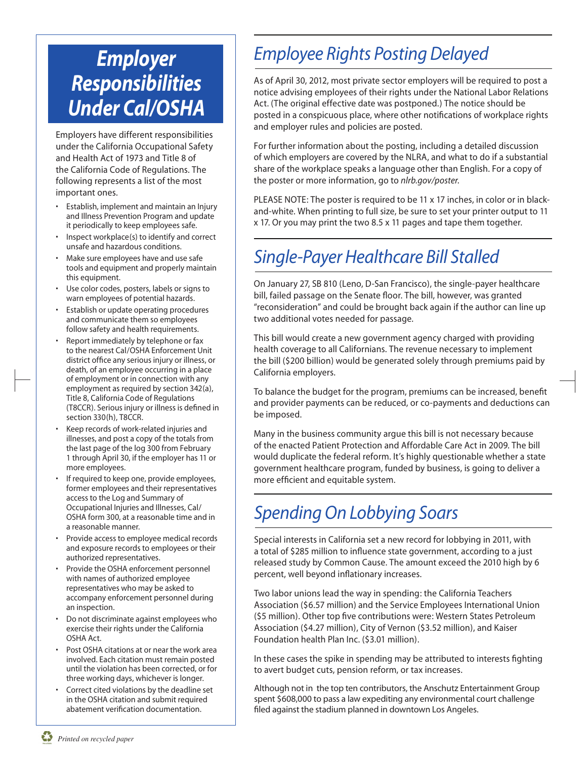# *Employer Responsibilities Under Cal/OSHA*

Employers have different responsibilities under the California Occupational Safety and Health Act of 1973 and Title 8 of the California Code of Regulations. The following represents a list of the most important ones.

- Establish, implement and maintain an Injury and Illness Prevention Program and update it periodically to keep employees safe.
- Inspect workplace(s) to identify and correct unsafe and hazardous conditions.
- Make sure employees have and use safe tools and equipment and properly maintain this equipment.
- Use color codes, posters, labels or signs to warn employees of potential hazards.
- Establish or update operating procedures and communicate them so employees follow safety and health requirements.
- Report immediately by telephone or fax to the nearest Cal/OSHA Enforcement Unit district office any serious injury or illness, or death, of an employee occurring in a place of employment or in connection with any employment as required by section 342(a), Title 8, California Code of Regulations (T8CCR). Serious injury or illness is defined in section 330(h), T8CCR.
- Keep records of work-related injuries and illnesses, and post a copy of the totals from the last page of the log 300 from February 1 through April 30, if the employer has 11 or more employees.
- If required to keep one, provide employees, former employees and their representatives access to the Log and Summary of Occupational Injuries and Illnesses, Cal/OSHA form 300, at a reasonable time and in a reasonable manner.
- Provide access to employee medical records and exposure records to employees or their authorized representatives.
- Provide the OSHA enforcement personnel with names of authorized employee representatives who may be asked to accompany enforcement personnel during an inspection.
- Do not discriminate against employees who exercise their rights under the California OSHA Act.
- Post OSHA citations at or near the work area involved. Each citation must remain posted until the violation has been corrected, or for three working days, whichever is longer.
- Correct cited violations by the deadline set in the OSHA citation and submit required abatement verification documentation.

# *Employee Rights Posting Delayed*

As of April 30, 2012, most private sector employers will be required to post a notice advising employees of their rights under the National Labor Relations Act. (The original effective date was postponed.) The notice should be posted in a conspicuous place, where other notifications of workplace rights and employer rules and policies are posted.

For further information about the posting, including a detailed discussion of which employers are covered by the NLRA, and what to do if a substantial share of the workplace speaks a language other than English. For a copy of the poster or more information, go to *nlrb.gov/poster.*

PLEASE NOTE: The poster is required to be 11 x 17 inches, in color or in black-and-white. When printing to full size, be sure to set your printer output to 11 x 17. Or you may print the two 8.5 x 11 pages and tape them together.

# *Single-Payer Healthcare Bill Stalled*

On January 27, SB 810 (Leno, D-San Francisco), the single-payer healthcare bill, failed passage on the Senate floor. The bill, however, was granted "reconsideration" and could be brought back again if the author can line up two additional votes needed for passage.

This bill would create a new government agency charged with providing health coverage to all Californians. The revenue necessary to implement the bill ($200 billion) would be generated solely through premiums paid by California employers.

To balance the budget for the program, premiums can be increased, benefit and provider payments can be reduced, or co-payments and deductions can be imposed.

Many in the business community argue this bill is not necessary because of the enacted Patient Protection and Affordable Care Act in 2009. The bill would duplicate the federal reform. It's highly questionable whether a state government healthcare program, funded by business, is going to deliver a more efficient and equitable system.

# *Spending On Lobbying Soars*

Special interests in California set a new record for lobbying in 2011, with a total of $285 million to influence state government, according to a just released study by Common Cause. The amount exceed the 2010 high by 6 percent, well beyond inflationary increases.

Two labor unions lead the way in spending: the California Teachers Association ($6.57 million) and the Service Employees International Union ($5 million). Other top five contributions were: Western States Petroleum Association ($4.27 million), City of Vernon ($3.52 million), and Kaiser Foundation health Plan Inc. ($3.01 million).

In these cases the spike in spending may be attributed to interests fighting to avert budget cuts, pension reform, or tax increases.

Although not in the top ten contributors, the Anschutz Entertainment Group spent $608,000 to pass a law expediting any environmental court challenge filed against the stadium planned in downtown Los Angeles.

*Printed on recycled paper*